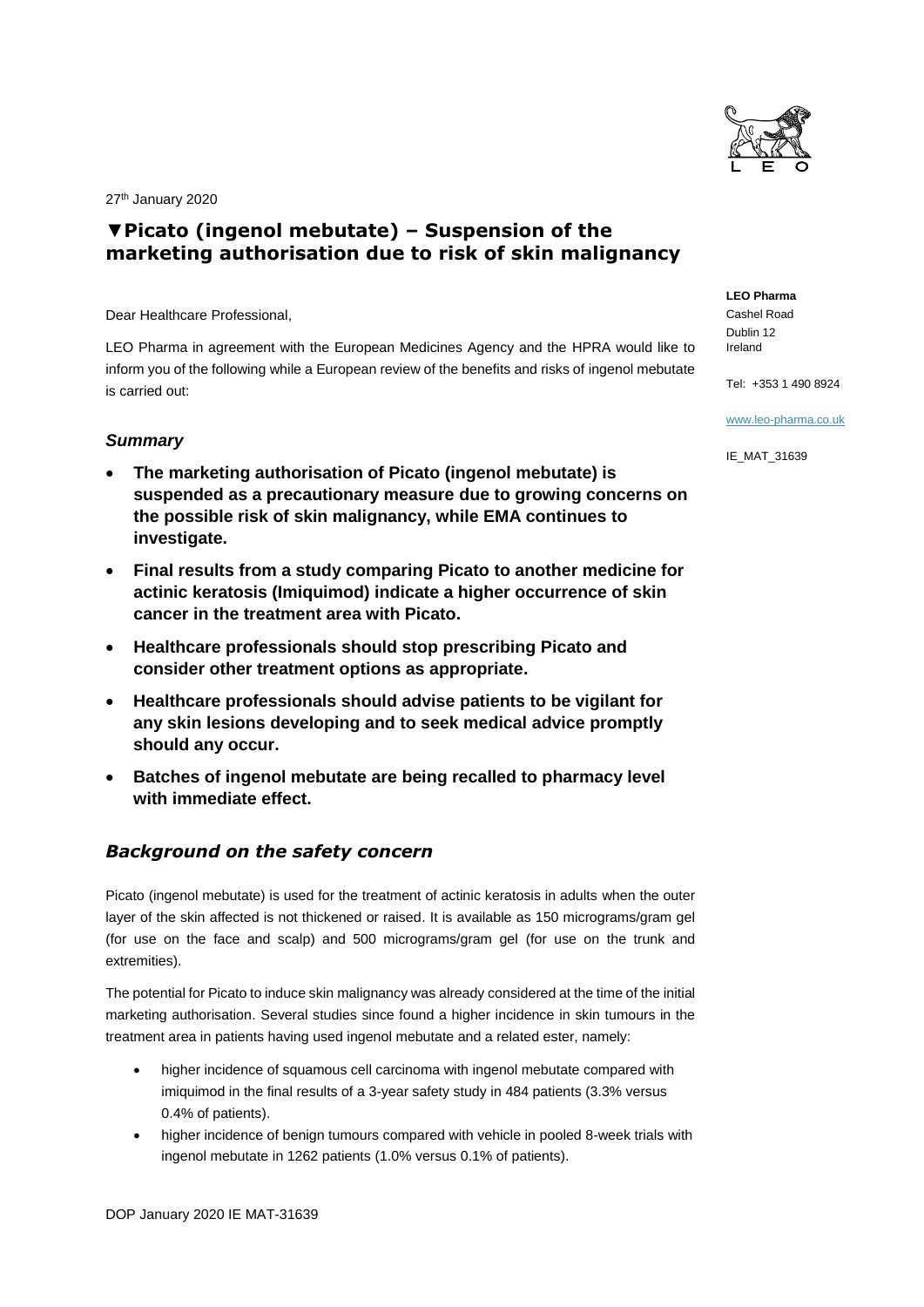27th January 2020

# ▼Picato (ingenol mebutate) – Suspension of the marketing authorisation due to risk of skin malignancy

**LEO Pharma**
Cashel Road
Dublin 12
Ireland

Tel: +353 1 490 8924

www.leo-pharma.co.uk

IE_MAT_31639

Dear Healthcare Professional,

LEO Pharma in agreement with the European Medicines Agency and the HPRA would like to inform you of the following while a European review of the benefits and risks of ingenol mebutate is carried out:

## *Summary*

- **The marketing authorisation of Picato (ingenol mebutate) is suspended as a precautionary measure due to growing concerns on the possible risk of skin malignancy, while EMA continues to investigate.**
- **Final results from a study comparing Picato to another medicine for actinic keratosis (Imiquimod) indicate a higher occurrence of skin cancer in the treatment area with Picato.**
- **Healthcare professionals should stop prescribing Picato and consider other treatment options as appropriate.**
- **Healthcare professionals should advise patients to be vigilant for any skin lesions developing and to seek medical advice promptly should any occur.**
- **Batches of ingenol mebutate are being recalled to pharmacy level with immediate effect.**

## *Background on the safety concern*

Picato (ingenol mebutate) is used for the treatment of actinic keratosis in adults when the outer layer of the skin affected is not thickened or raised. It is available as 150 micrograms/gram gel (for use on the face and scalp) and 500 micrograms/gram gel (for use on the trunk and extremities).

The potential for Picato to induce skin malignancy was already considered at the time of the initial marketing authorisation. Several studies since found a higher incidence in skin tumours in the treatment area in patients having used ingenol mebutate and a related ester, namely:

- higher incidence of squamous cell carcinoma with ingenol mebutate compared with imiquimod in the final results of a 3-year safety study in 484 patients (3.3% versus 0.4% of patients).
- higher incidence of benign tumours compared with vehicle in pooled 8-week trials with ingenol mebutate in 1262 patients (1.0% versus 0.1% of patients).

DOP January 2020 IE MAT-31639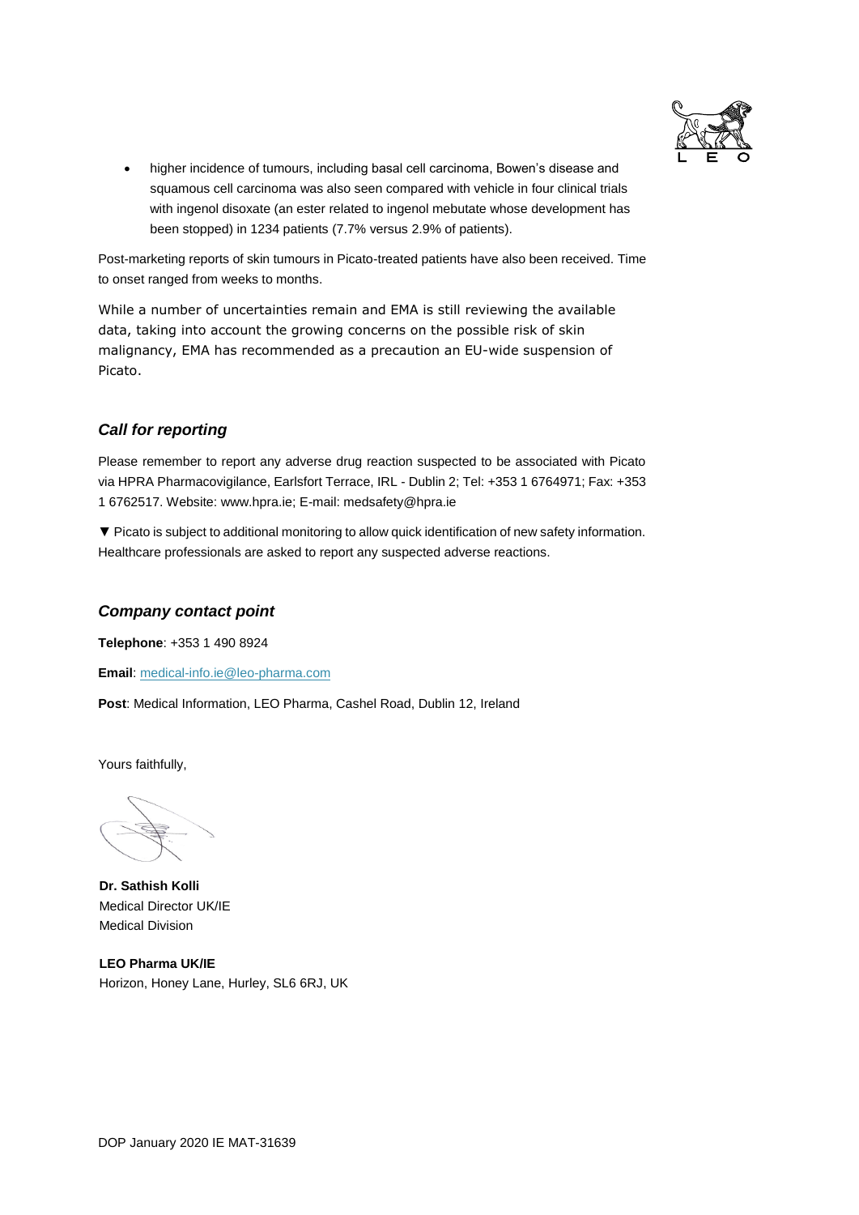- higher incidence of tumours, including basal cell carcinoma, Bowen's disease and squamous cell carcinoma was also seen compared with vehicle in four clinical trials with ingenol disoxate (an ester related to ingenol mebutate whose development has been stopped) in 1234 patients (7.7% versus 2.9% of patients).

Post-marketing reports of skin tumours in Picato-treated patients have also been received. Time to onset ranged from weeks to months.

While a number of uncertainties remain and EMA is still reviewing the available data, taking into account the growing concerns on the possible risk of skin malignancy, EMA has recommended as a precaution an EU-wide suspension of Picato.

### *Call for reporting*

Please remember to report any adverse drug reaction suspected to be associated with Picato via HPRA Pharmacovigilance, Earlsfort Terrace, IRL - Dublin 2; Tel: +353 1 6764971; Fax: +353 1 6762517. Website: www.hpra.ie; E-mail: medsafety@hpra.ie

▼ Picato is subject to additional monitoring to allow quick identification of new safety information. Healthcare professionals are asked to report any suspected adverse reactions.

### *Company contact point*

**Telephone**: +353 1 490 8924

**Email**: medical-info.ie@leo-pharma.com

**Post**: Medical Information, LEO Pharma, Cashel Road, Dublin 12, Ireland

Yours faithfully,

**Dr. Sathish Kolli**
Medical Director UK/IE
Medical Division

**LEO Pharma UK/IE**
Horizon, Honey Lane, Hurley, SL6 6RJ, UK

DOP January 2020 IE MAT-31639